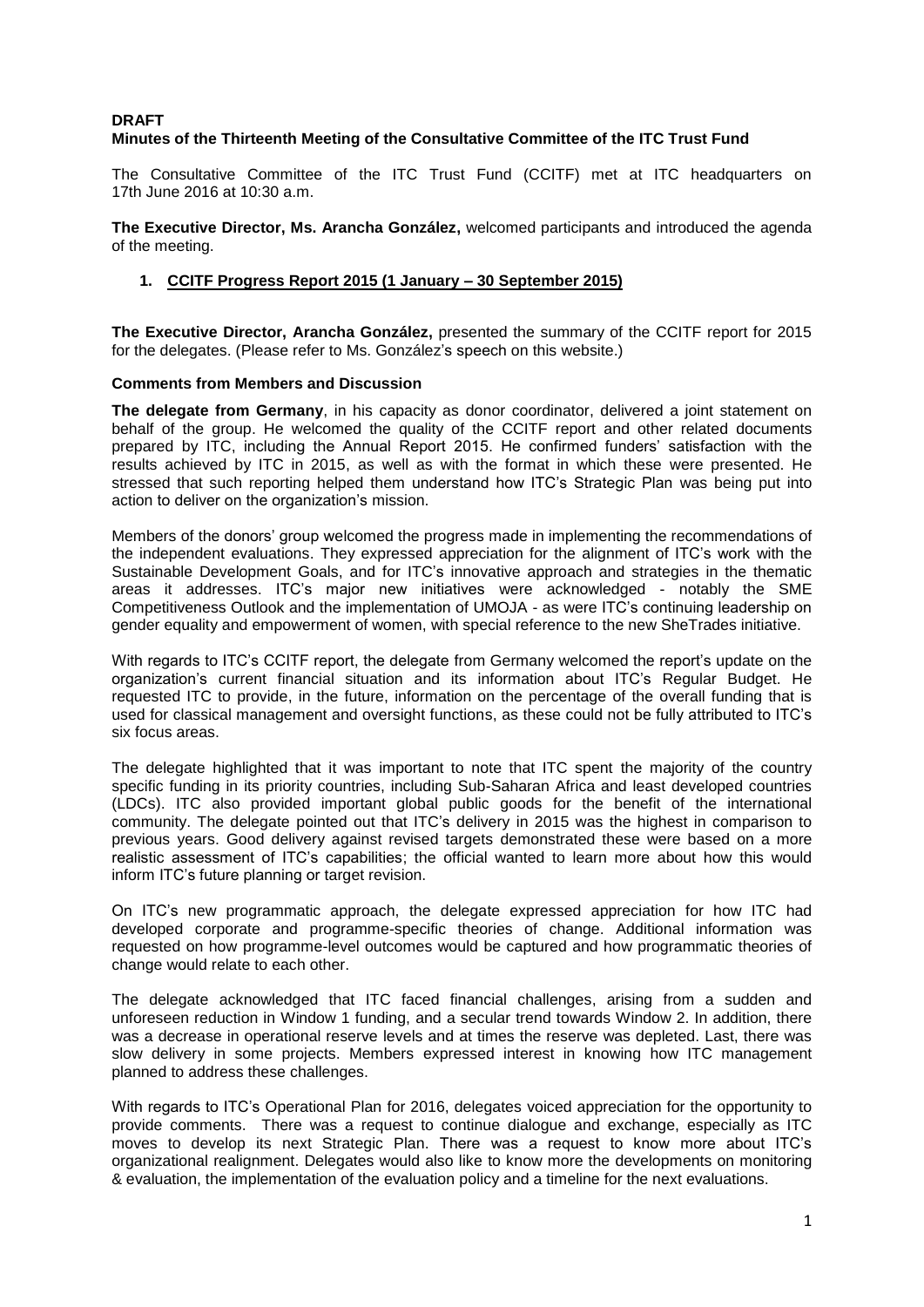**DRAFT**

**Minutes of the Thirteenth Meeting of the Consultative Committee of the ITC Trust Fund**

The Consultative Committee of the ITC Trust Fund (CCITF) met at ITC headquarters on 17th June 2016 at 10:30 a.m.

**The Executive Director, Ms. Arancha González,** welcomed participants and introduced the agenda of the meeting.

1. **CCITF Progress Report 2015 (1 January – 30 September 2015)**

**The Executive Director, Arancha González,** presented the summary of the CCITF report for 2015 for the delegates. (Please refer to Ms. González's speech on this website.)

**Comments from Members and Discussion**

**The delegate from Germany**, in his capacity as donor coordinator, delivered a joint statement on behalf of the group. He welcomed the quality of the CCITF report and other related documents prepared by ITC, including the Annual Report 2015. He confirmed funders' satisfaction with the results achieved by ITC in 2015, as well as with the format in which these were presented. He stressed that such reporting helped them understand how ITC's Strategic Plan was being put into action to deliver on the organization's mission.

Members of the donors' group welcomed the progress made in implementing the recommendations of the independent evaluations. They expressed appreciation for the alignment of ITC's work with the Sustainable Development Goals, and for ITC's innovative approach and strategies in the thematic areas it addresses. ITC's major new initiatives were acknowledged - notably the SME Competitiveness Outlook and the implementation of UMOJA - as were ITC's continuing leadership on gender equality and empowerment of women, with special reference to the new SheTrades initiative.

With regards to ITC's CCITF report, the delegate from Germany welcomed the report's update on the organization's current financial situation and its information about ITC's Regular Budget. He requested ITC to provide, in the future, information on the percentage of the overall funding that is used for classical management and oversight functions, as these could not be fully attributed to ITC's six focus areas.

The delegate highlighted that it was important to note that ITC spent the majority of the country specific funding in its priority countries, including Sub-Saharan Africa and least developed countries (LDCs). ITC also provided important global public goods for the benefit of the international community. The delegate pointed out that ITC's delivery in 2015 was the highest in comparison to previous years. Good delivery against revised targets demonstrated these were based on a more realistic assessment of ITC's capabilities; the official wanted to learn more about how this would inform ITC's future planning or target revision.

On ITC's new programmatic approach, the delegate expressed appreciation for how ITC had developed corporate and programme-specific theories of change. Additional information was requested on how programme-level outcomes would be captured and how programmatic theories of change would relate to each other.

The delegate acknowledged that ITC faced financial challenges, arising from a sudden and unforeseen reduction in Window 1 funding, and a secular trend towards Window 2. In addition, there was a decrease in operational reserve levels and at times the reserve was depleted. Last, there was slow delivery in some projects. Members expressed interest in knowing how ITC management planned to address these challenges.

With regards to ITC's Operational Plan for 2016, delegates voiced appreciation for the opportunity to provide comments. There was a request to continue dialogue and exchange, especially as ITC moves to develop its next Strategic Plan. There was a request to know more about ITC's organizational realignment. Delegates would also like to know more the developments on monitoring & evaluation, the implementation of the evaluation policy and a timeline for the next evaluations.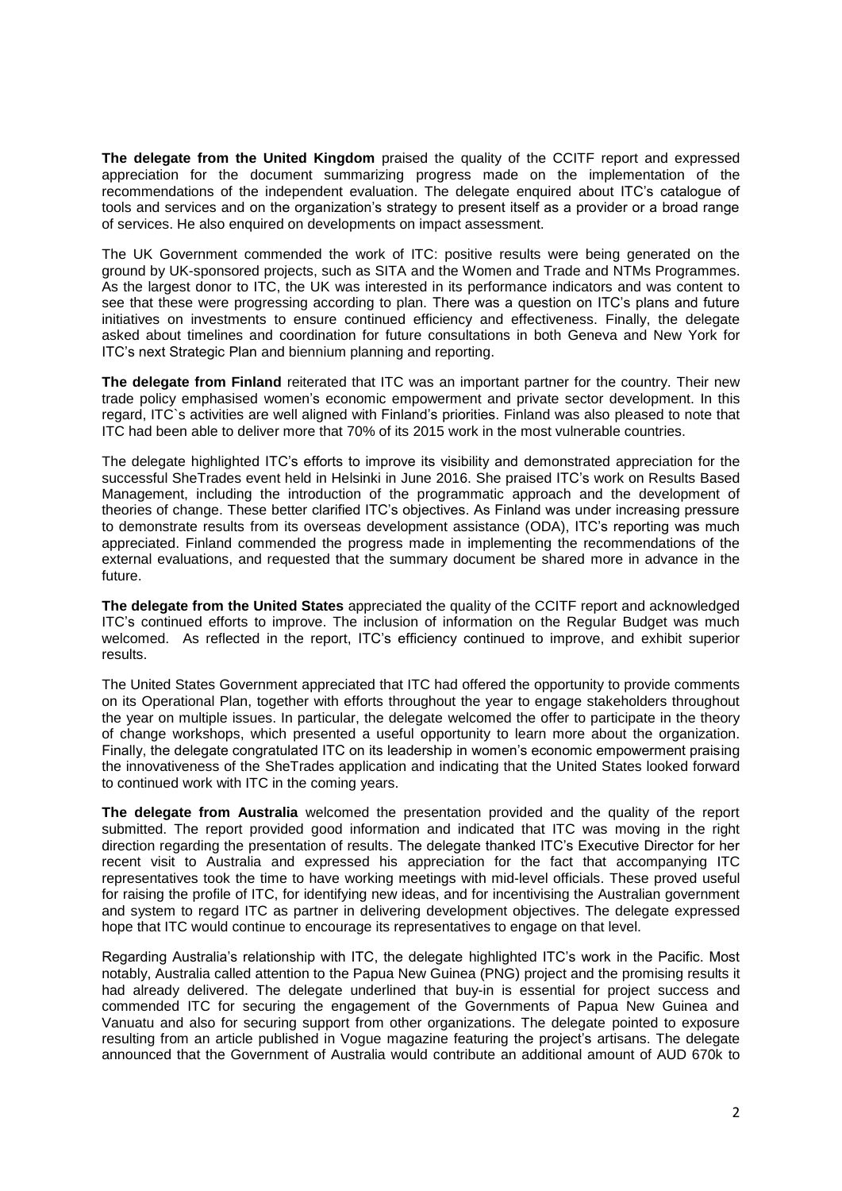**The delegate from the United Kingdom** praised the quality of the CCITF report and expressed appreciation for the document summarizing progress made on the implementation of the recommendations of the independent evaluation. The delegate enquired about ITC's catalogue of tools and services and on the organization's strategy to present itself as a provider or a broad range of services. He also enquired on developments on impact assessment.

The UK Government commended the work of ITC: positive results were being generated on the ground by UK-sponsored projects, such as SITA and the Women and Trade and NTMs Programmes. As the largest donor to ITC, the UK was interested in its performance indicators and was content to see that these were progressing according to plan. There was a question on ITC's plans and future initiatives on investments to ensure continued efficiency and effectiveness. Finally, the delegate asked about timelines and coordination for future consultations in both Geneva and New York for ITC's next Strategic Plan and biennium planning and reporting.

**The delegate from Finland** reiterated that ITC was an important partner for the country. Their new trade policy emphasised women's economic empowerment and private sector development. In this regard, ITC`s activities are well aligned with Finland's priorities. Finland was also pleased to note that ITC had been able to deliver more that 70% of its 2015 work in the most vulnerable countries.

The delegate highlighted ITC's efforts to improve its visibility and demonstrated appreciation for the successful SheTrades event held in Helsinki in June 2016. She praised ITC's work on Results Based Management, including the introduction of the programmatic approach and the development of theories of change. These better clarified ITC's objectives. As Finland was under increasing pressure to demonstrate results from its overseas development assistance (ODA), ITC's reporting was much appreciated. Finland commended the progress made in implementing the recommendations of the external evaluations, and requested that the summary document be shared more in advance in the future.

**The delegate from the United States** appreciated the quality of the CCITF report and acknowledged ITC's continued efforts to improve. The inclusion of information on the Regular Budget was much welcomed. As reflected in the report, ITC's efficiency continued to improve, and exhibit superior results.

The United States Government appreciated that ITC had offered the opportunity to provide comments on its Operational Plan, together with efforts throughout the year to engage stakeholders throughout the year on multiple issues. In particular, the delegate welcomed the offer to participate in the theory of change workshops, which presented a useful opportunity to learn more about the organization. Finally, the delegate congratulated ITC on its leadership in women's economic empowerment praising the innovativeness of the SheTrades application and indicating that the United States looked forward to continued work with ITC in the coming years.

**The delegate from Australia** welcomed the presentation provided and the quality of the report submitted. The report provided good information and indicated that ITC was moving in the right direction regarding the presentation of results. The delegate thanked ITC's Executive Director for her recent visit to Australia and expressed his appreciation for the fact that accompanying ITC representatives took the time to have working meetings with mid-level officials. These proved useful for raising the profile of ITC, for identifying new ideas, and for incentivising the Australian government and system to regard ITC as partner in delivering development objectives. The delegate expressed hope that ITC would continue to encourage its representatives to engage on that level.

Regarding Australia's relationship with ITC, the delegate highlighted ITC's work in the Pacific. Most notably, Australia called attention to the Papua New Guinea (PNG) project and the promising results it had already delivered. The delegate underlined that buy-in is essential for project success and commended ITC for securing the engagement of the Governments of Papua New Guinea and Vanuatu and also for securing support from other organizations. The delegate pointed to exposure resulting from an article published in Vogue magazine featuring the project's artisans. The delegate announced that the Government of Australia would contribute an additional amount of AUD 670k to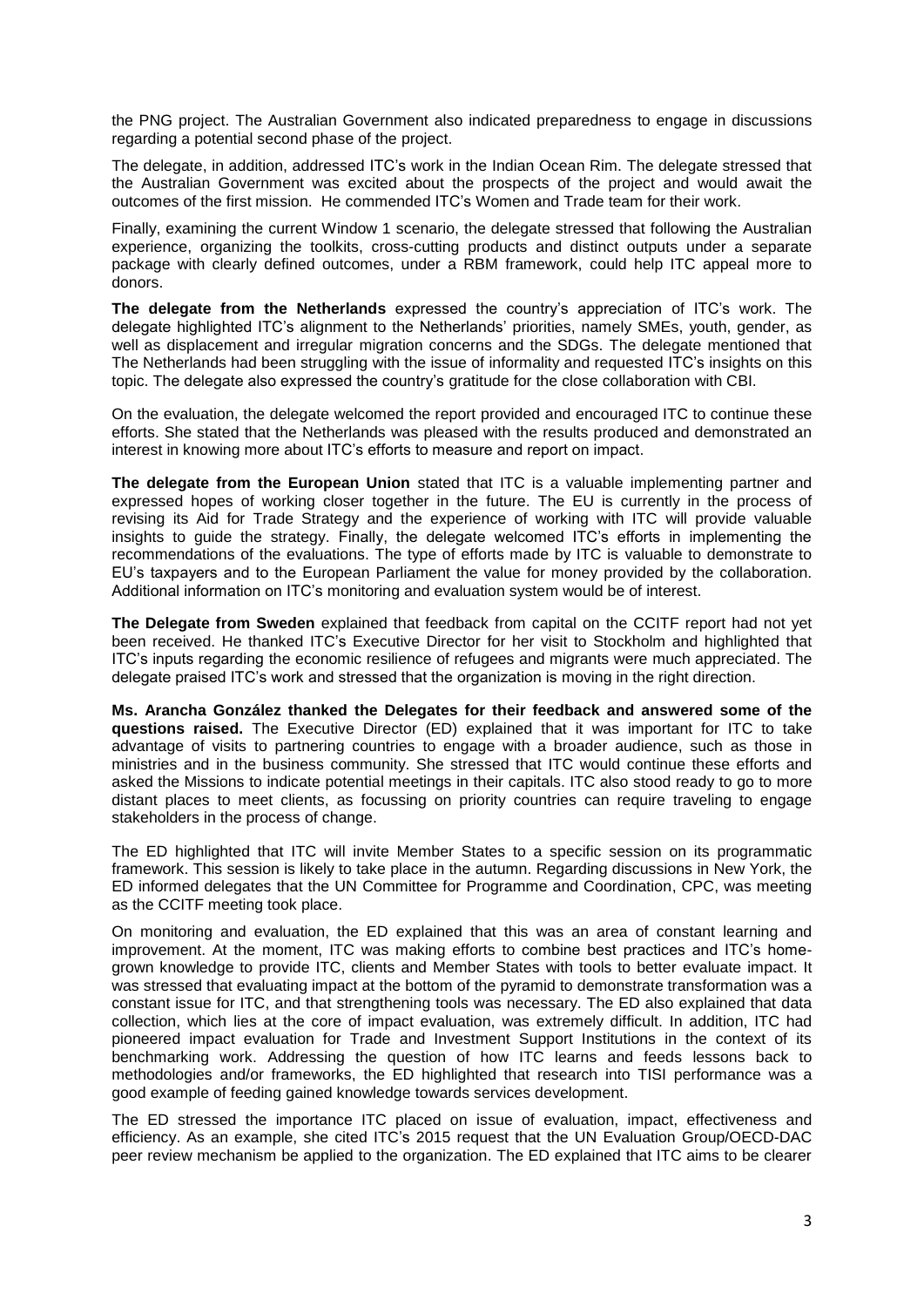the PNG project. The Australian Government also indicated preparedness to engage in discussions regarding a potential second phase of the project.

The delegate, in addition, addressed ITC's work in the Indian Ocean Rim. The delegate stressed that the Australian Government was excited about the prospects of the project and would await the outcomes of the first mission. He commended ITC's Women and Trade team for their work.

Finally, examining the current Window 1 scenario, the delegate stressed that following the Australian experience, organizing the toolkits, cross-cutting products and distinct outputs under a separate package with clearly defined outcomes, under a RBM framework, could help ITC appeal more to donors.

**The delegate from the Netherlands** expressed the country's appreciation of ITC's work. The delegate highlighted ITC's alignment to the Netherlands' priorities, namely SMEs, youth, gender, as well as displacement and irregular migration concerns and the SDGs. The delegate mentioned that The Netherlands had been struggling with the issue of informality and requested ITC's insights on this topic. The delegate also expressed the country's gratitude for the close collaboration with CBI.

On the evaluation, the delegate welcomed the report provided and encouraged ITC to continue these efforts. She stated that the Netherlands was pleased with the results produced and demonstrated an interest in knowing more about ITC's efforts to measure and report on impact.

**The delegate from the European Union** stated that ITC is a valuable implementing partner and expressed hopes of working closer together in the future. The EU is currently in the process of revising its Aid for Trade Strategy and the experience of working with ITC will provide valuable insights to guide the strategy. Finally, the delegate welcomed ITC's efforts in implementing the recommendations of the evaluations. The type of efforts made by ITC is valuable to demonstrate to EU's taxpayers and to the European Parliament the value for money provided by the collaboration. Additional information on ITC's monitoring and evaluation system would be of interest.

**The Delegate from Sweden** explained that feedback from capital on the CCITF report had not yet been received. He thanked ITC's Executive Director for her visit to Stockholm and highlighted that ITC's inputs regarding the economic resilience of refugees and migrants were much appreciated. The delegate praised ITC's work and stressed that the organization is moving in the right direction.

**Ms. Arancha González thanked the Delegates for their feedback and answered some of the questions raised.** The Executive Director (ED) explained that it was important for ITC to take advantage of visits to partnering countries to engage with a broader audience, such as those in ministries and in the business community. She stressed that ITC would continue these efforts and asked the Missions to indicate potential meetings in their capitals. ITC also stood ready to go to more distant places to meet clients, as focussing on priority countries can require traveling to engage stakeholders in the process of change.

The ED highlighted that ITC will invite Member States to a specific session on its programmatic framework. This session is likely to take place in the autumn. Regarding discussions in New York, the ED informed delegates that the UN Committee for Programme and Coordination, CPC, was meeting as the CCITF meeting took place.

On monitoring and evaluation, the ED explained that this was an area of constant learning and improvement. At the moment, ITC was making efforts to combine best practices and ITC's home-grown knowledge to provide ITC, clients and Member States with tools to better evaluate impact. It was stressed that evaluating impact at the bottom of the pyramid to demonstrate transformation was a constant issue for ITC, and that strengthening tools was necessary. The ED also explained that data collection, which lies at the core of impact evaluation, was extremely difficult. In addition, ITC had pioneered impact evaluation for Trade and Investment Support Institutions in the context of its benchmarking work. Addressing the question of how ITC learns and feeds lessons back to methodologies and/or frameworks, the ED highlighted that research into TISI performance was a good example of feeding gained knowledge towards services development.

The ED stressed the importance ITC placed on issue of evaluation, impact, effectiveness and efficiency. As an example, she cited ITC's 2015 request that the UN Evaluation Group/OECD-DAC peer review mechanism be applied to the organization. The ED explained that ITC aims to be clearer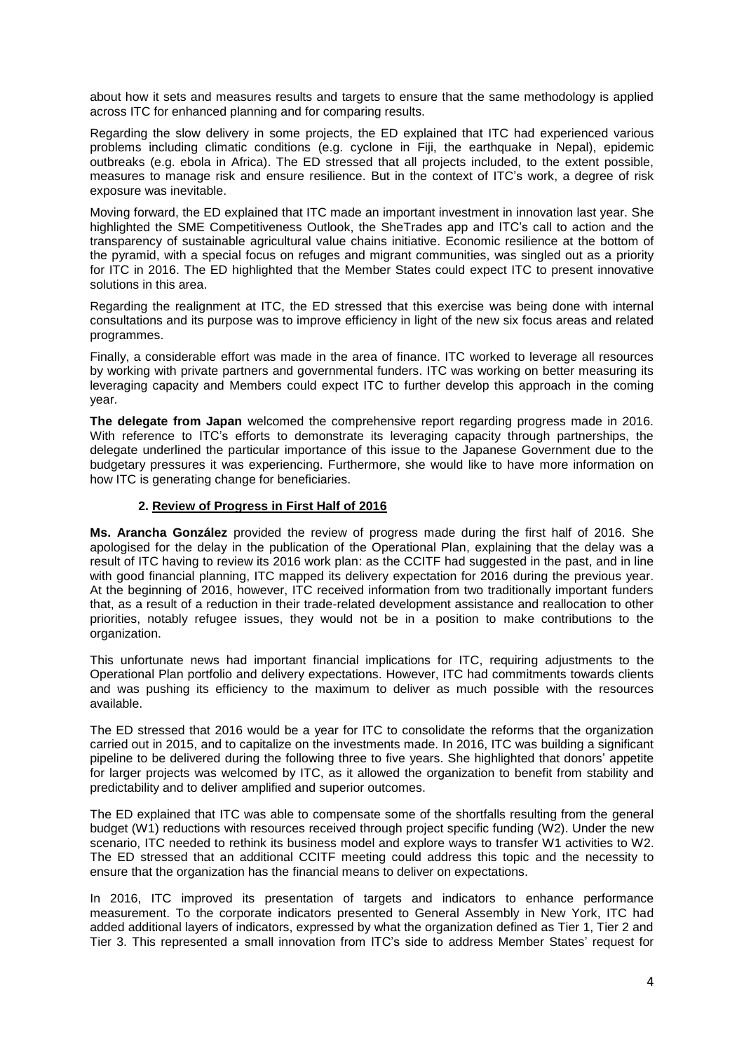about how it sets and measures results and targets to ensure that the same methodology is applied across ITC for enhanced planning and for comparing results.

Regarding the slow delivery in some projects, the ED explained that ITC had experienced various problems including climatic conditions (e.g. cyclone in Fiji, the earthquake in Nepal), epidemic outbreaks (e.g. ebola in Africa). The ED stressed that all projects included, to the extent possible, measures to manage risk and ensure resilience. But in the context of ITC's work, a degree of risk exposure was inevitable.

Moving forward, the ED explained that ITC made an important investment in innovation last year. She highlighted the SME Competitiveness Outlook, the SheTrades app and ITC's call to action and the transparency of sustainable agricultural value chains initiative. Economic resilience at the bottom of the pyramid, with a special focus on refuges and migrant communities, was singled out as a priority for ITC in 2016. The ED highlighted that the Member States could expect ITC to present innovative solutions in this area.

Regarding the realignment at ITC, the ED stressed that this exercise was being done with internal consultations and its purpose was to improve efficiency in light of the new six focus areas and related programmes.

Finally, a considerable effort was made in the area of finance. ITC worked to leverage all resources by working with private partners and governmental funders. ITC was working on better measuring its leveraging capacity and Members could expect ITC to further develop this approach in the coming year.

**The delegate from Japan** welcomed the comprehensive report regarding progress made in 2016. With reference to ITC's efforts to demonstrate its leveraging capacity through partnerships, the delegate underlined the particular importance of this issue to the Japanese Government due to the budgetary pressures it was experiencing. Furthermore, she would like to have more information on how ITC is generating change for beneficiaries.

## 2. Review of Progress in First Half of 2016

**Ms. Arancha González** provided the review of progress made during the first half of 2016. She apologised for the delay in the publication of the Operational Plan, explaining that the delay was a result of ITC having to review its 2016 work plan: as the CCITF had suggested in the past, and in line with good financial planning, ITC mapped its delivery expectation for 2016 during the previous year. At the beginning of 2016, however, ITC received information from two traditionally important funders that, as a result of a reduction in their trade-related development assistance and reallocation to other priorities, notably refugee issues, they would not be in a position to make contributions to the organization.

This unfortunate news had important financial implications for ITC, requiring adjustments to the Operational Plan portfolio and delivery expectations. However, ITC had commitments towards clients and was pushing its efficiency to the maximum to deliver as much possible with the resources available.

The ED stressed that 2016 would be a year for ITC to consolidate the reforms that the organization carried out in 2015, and to capitalize on the investments made. In 2016, ITC was building a significant pipeline to be delivered during the following three to five years. She highlighted that donors' appetite for larger projects was welcomed by ITC, as it allowed the organization to benefit from stability and predictability and to deliver amplified and superior outcomes.

The ED explained that ITC was able to compensate some of the shortfalls resulting from the general budget (W1) reductions with resources received through project specific funding (W2). Under the new scenario, ITC needed to rethink its business model and explore ways to transfer W1 activities to W2. The ED stressed that an additional CCITF meeting could address this topic and the necessity to ensure that the organization has the financial means to deliver on expectations.

In 2016, ITC improved its presentation of targets and indicators to enhance performance measurement. To the corporate indicators presented to General Assembly in New York, ITC had added additional layers of indicators, expressed by what the organization defined as Tier 1, Tier 2 and Tier 3. This represented a small innovation from ITC's side to address Member States' request for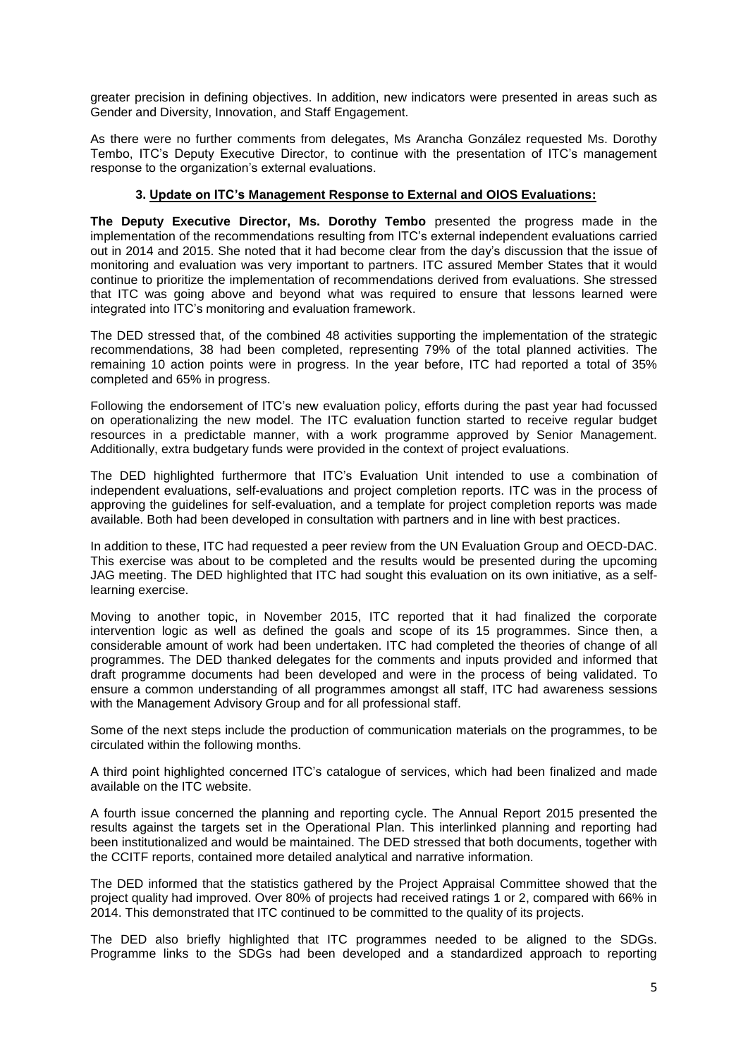greater precision in defining objectives. In addition, new indicators were presented in areas such as Gender and Diversity, Innovation, and Staff Engagement.

As there were no further comments from delegates, Ms Arancha González requested Ms. Dorothy Tembo, ITC's Deputy Executive Director, to continue with the presentation of ITC's management response to the organization's external evaluations.

### 3. Update on ITC's Management Response to External and OIOS Evaluations:

**The Deputy Executive Director, Ms. Dorothy Tembo** presented the progress made in the implementation of the recommendations resulting from ITC's external independent evaluations carried out in 2014 and 2015. She noted that it had become clear from the day's discussion that the issue of monitoring and evaluation was very important to partners. ITC assured Member States that it would continue to prioritize the implementation of recommendations derived from evaluations. She stressed that ITC was going above and beyond what was required to ensure that lessons learned were integrated into ITC's monitoring and evaluation framework.

The DED stressed that, of the combined 48 activities supporting the implementation of the strategic recommendations, 38 had been completed, representing 79% of the total planned activities. The remaining 10 action points were in progress. In the year before, ITC had reported a total of 35% completed and 65% in progress.

Following the endorsement of ITC's new evaluation policy, efforts during the past year had focussed on operationalizing the new model. The ITC evaluation function started to receive regular budget resources in a predictable manner, with a work programme approved by Senior Management. Additionally, extra budgetary funds were provided in the context of project evaluations.

The DED highlighted furthermore that ITC's Evaluation Unit intended to use a combination of independent evaluations, self-evaluations and project completion reports. ITC was in the process of approving the guidelines for self-evaluation, and a template for project completion reports was made available. Both had been developed in consultation with partners and in line with best practices.

In addition to these, ITC had requested a peer review from the UN Evaluation Group and OECD-DAC. This exercise was about to be completed and the results would be presented during the upcoming JAG meeting. The DED highlighted that ITC had sought this evaluation on its own initiative, as a self-learning exercise.

Moving to another topic, in November 2015, ITC reported that it had finalized the corporate intervention logic as well as defined the goals and scope of its 15 programmes. Since then, a considerable amount of work had been undertaken. ITC had completed the theories of change of all programmes. The DED thanked delegates for the comments and inputs provided and informed that draft programme documents had been developed and were in the process of being validated. To ensure a common understanding of all programmes amongst all staff, ITC had awareness sessions with the Management Advisory Group and for all professional staff.

Some of the next steps include the production of communication materials on the programmes, to be circulated within the following months.

A third point highlighted concerned ITC's catalogue of services, which had been finalized and made available on the ITC website.

A fourth issue concerned the planning and reporting cycle. The Annual Report 2015 presented the results against the targets set in the Operational Plan. This interlinked planning and reporting had been institutionalized and would be maintained. The DED stressed that both documents, together with the CCITF reports, contained more detailed analytical and narrative information.

The DED informed that the statistics gathered by the Project Appraisal Committee showed that the project quality had improved. Over 80% of projects had received ratings 1 or 2, compared with 66% in 2014. This demonstrated that ITC continued to be committed to the quality of its projects.

The DED also briefly highlighted that ITC programmes needed to be aligned to the SDGs. Programme links to the SDGs had been developed and a standardized approach to reporting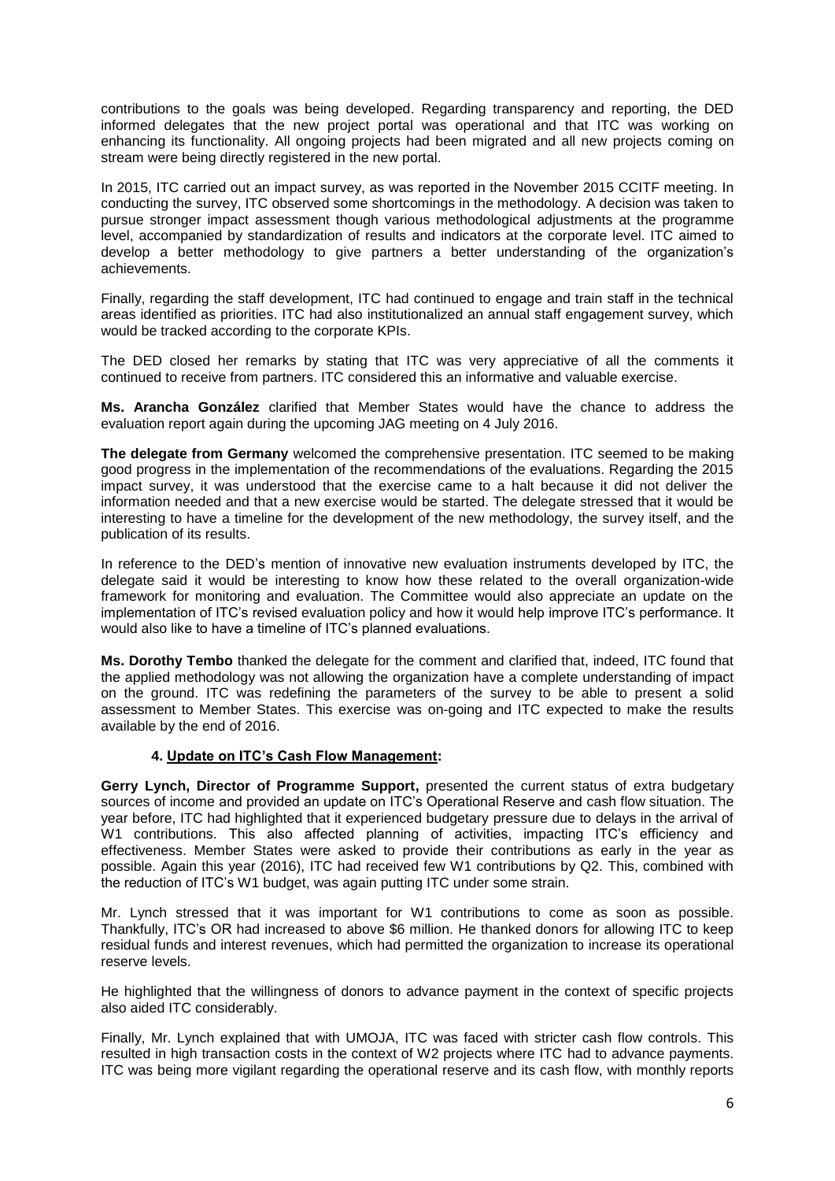contributions to the goals was being developed. Regarding transparency and reporting, the DED informed delegates that the new project portal was operational and that ITC was working on enhancing its functionality. All ongoing projects had been migrated and all new projects coming on stream were being directly registered in the new portal.

In 2015, ITC carried out an impact survey, as was reported in the November 2015 CCITF meeting. In conducting the survey, ITC observed some shortcomings in the methodology. A decision was taken to pursue stronger impact assessment though various methodological adjustments at the programme level, accompanied by standardization of results and indicators at the corporate level. ITC aimed to develop a better methodology to give partners a better understanding of the organization's achievements.

Finally, regarding the staff development, ITC had continued to engage and train staff in the technical areas identified as priorities. ITC had also institutionalized an annual staff engagement survey, which would be tracked according to the corporate KPIs.

The DED closed her remarks by stating that ITC was very appreciative of all the comments it continued to receive from partners. ITC considered this an informative and valuable exercise.

**Ms. Arancha González** clarified that Member States would have the chance to address the evaluation report again during the upcoming JAG meeting on 4 July 2016.

**The delegate from Germany** welcomed the comprehensive presentation. ITC seemed to be making good progress in the implementation of the recommendations of the evaluations. Regarding the 2015 impact survey, it was understood that the exercise came to a halt because it did not deliver the information needed and that a new exercise would be started. The delegate stressed that it would be interesting to have a timeline for the development of the new methodology, the survey itself, and the publication of its results.

In reference to the DED's mention of innovative new evaluation instruments developed by ITC, the delegate said it would be interesting to know how these related to the overall organization-wide framework for monitoring and evaluation. The Committee would also appreciate an update on the implementation of ITC's revised evaluation policy and how it would help improve ITC's performance. It would also like to have a timeline of ITC's planned evaluations.

**Ms. Dorothy Tembo** thanked the delegate for the comment and clarified that, indeed, ITC found that the applied methodology was not allowing the organization have a complete understanding of impact on the ground. ITC was redefining the parameters of the survey to be able to present a solid assessment to Member States. This exercise was on-going and ITC expected to make the results available by the end of 2016.

### 4. Update on ITC's Cash Flow Management:

**Gerry Lynch, Director of Programme Support,** presented the current status of extra budgetary sources of income and provided an update on ITC's Operational Reserve and cash flow situation. The year before, ITC had highlighted that it experienced budgetary pressure due to delays in the arrival of W1 contributions. This also affected planning of activities, impacting ITC's efficiency and effectiveness. Member States were asked to provide their contributions as early in the year as possible. Again this year (2016), ITC had received few W1 contributions by Q2. This, combined with the reduction of ITC's W1 budget, was again putting ITC under some strain.

Mr. Lynch stressed that it was important for W1 contributions to come as soon as possible. Thankfully, ITC's OR had increased to above $6 million. He thanked donors for allowing ITC to keep residual funds and interest revenues, which had permitted the organization to increase its operational reserve levels.

He highlighted that the willingness of donors to advance payment in the context of specific projects also aided ITC considerably.

Finally, Mr. Lynch explained that with UMOJA, ITC was faced with stricter cash flow controls. This resulted in high transaction costs in the context of W2 projects where ITC had to advance payments. ITC was being more vigilant regarding the operational reserve and its cash flow, with monthly reports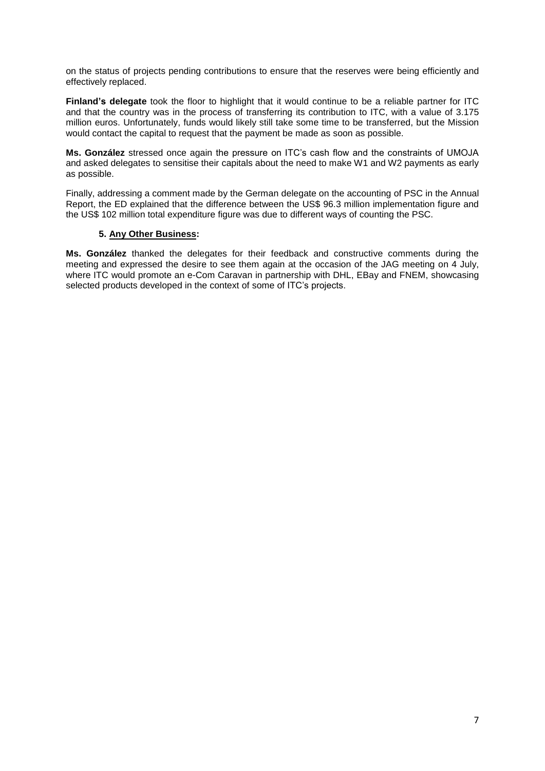on the status of projects pending contributions to ensure that the reserves were being efficiently and effectively replaced.

**Finland's delegate** took the floor to highlight that it would continue to be a reliable partner for ITC and that the country was in the process of transferring its contribution to ITC, with a value of 3.175 million euros. Unfortunately, funds would likely still take some time to be transferred, but the Mission would contact the capital to request that the payment be made as soon as possible.

**Ms. González** stressed once again the pressure on ITC's cash flow and the constraints of UMOJA and asked delegates to sensitise their capitals about the need to make W1 and W2 payments as early as possible.

Finally, addressing a comment made by the German delegate on the accounting of PSC in the Annual Report, the ED explained that the difference between the US$ 96.3 million implementation figure and the US$ 102 million total expenditure figure was due to different ways of counting the PSC.

### 5. Any Other Business:

**Ms. González** thanked the delegates for their feedback and constructive comments during the meeting and expressed the desire to see them again at the occasion of the JAG meeting on 4 July, where ITC would promote an e-Com Caravan in partnership with DHL, EBay and FNEM, showcasing selected products developed in the context of some of ITC's projects.